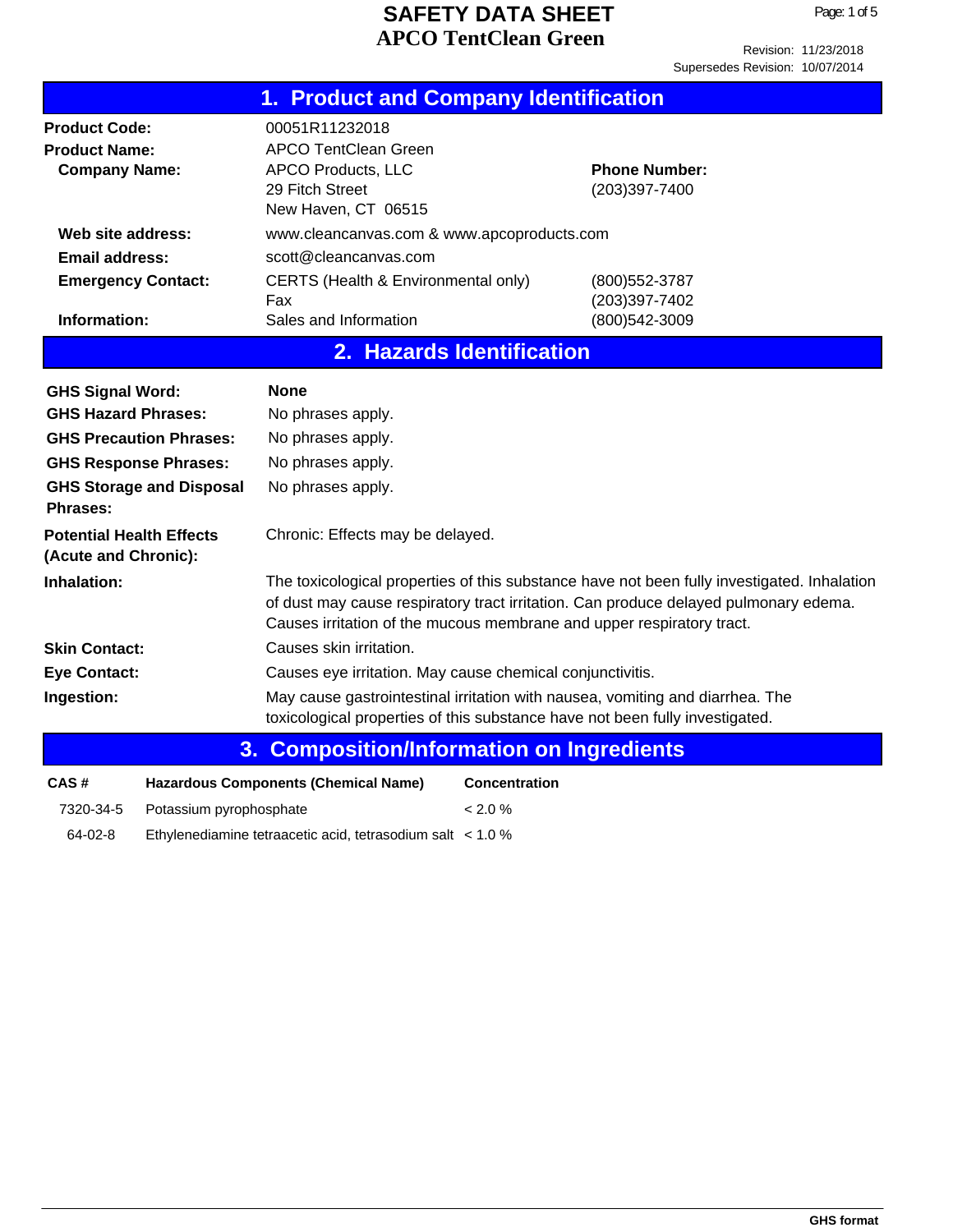# SAFETY DATA SHEET
## APCO TentClean Green

Revision: 11/23/2018
Supersedes Revision: 10/07/2014

## 1. Product and Company Identification

| | | | |
|---|---|---|---|
| **Product Code:** | 00051R11232018 | | |
| **Product Name:** | APCO TentClean Green | | |
| **Company Name:** | APCO Products, LLC<br>29 Fitch Street<br>New Haven, CT 06515 | **Phone Number:** | (203)397-7400 |
| **Web site address:** | www.cleancanvas.com & www.apcoproducts.com | | |
| **Email address:** | scott@cleancanvas.com | | |
| **Emergency Contact:** | CERTS (Health & Environmental only) | | (800)552-3787 |
| | Fax | | (203)397-7402 |
| **Information:** | Sales and Information | | (800)542-3009 |

## 2. Hazards Identification

**GHS Signal Word:** **None**

**GHS Hazard Phrases:** No phrases apply.

**GHS Precaution Phrases:** No phrases apply.

**GHS Response Phrases:** No phrases apply.

**GHS Storage and Disposal Phrases:** No phrases apply.

**Potential Health Effects (Acute and Chronic):** Chronic: Effects may be delayed.

**Inhalation:** The toxicological properties of this substance have not been fully investigated. Inhalation of dust may cause respiratory tract irritation. Can produce delayed pulmonary edema. Causes irritation of the mucous membrane and upper respiratory tract.

**Skin Contact:** Causes skin irritation.

**Eye Contact:** Causes eye irritation. May cause chemical conjunctivitis.

**Ingestion:** May cause gastrointestinal irritation with nausea, vomiting and diarrhea. The toxicological properties of this substance have not been fully investigated.

## 3. Composition/Information on Ingredients

| CAS # | Hazardous Components (Chemical Name) | Concentration |
|---|---|---|
| 7320-34-5 | Potassium pyrophosphate | < 2.0 % |
| 64-02-8 | Ethylenediamine tetraacetic acid, tetrasodium salt | < 1.0 % |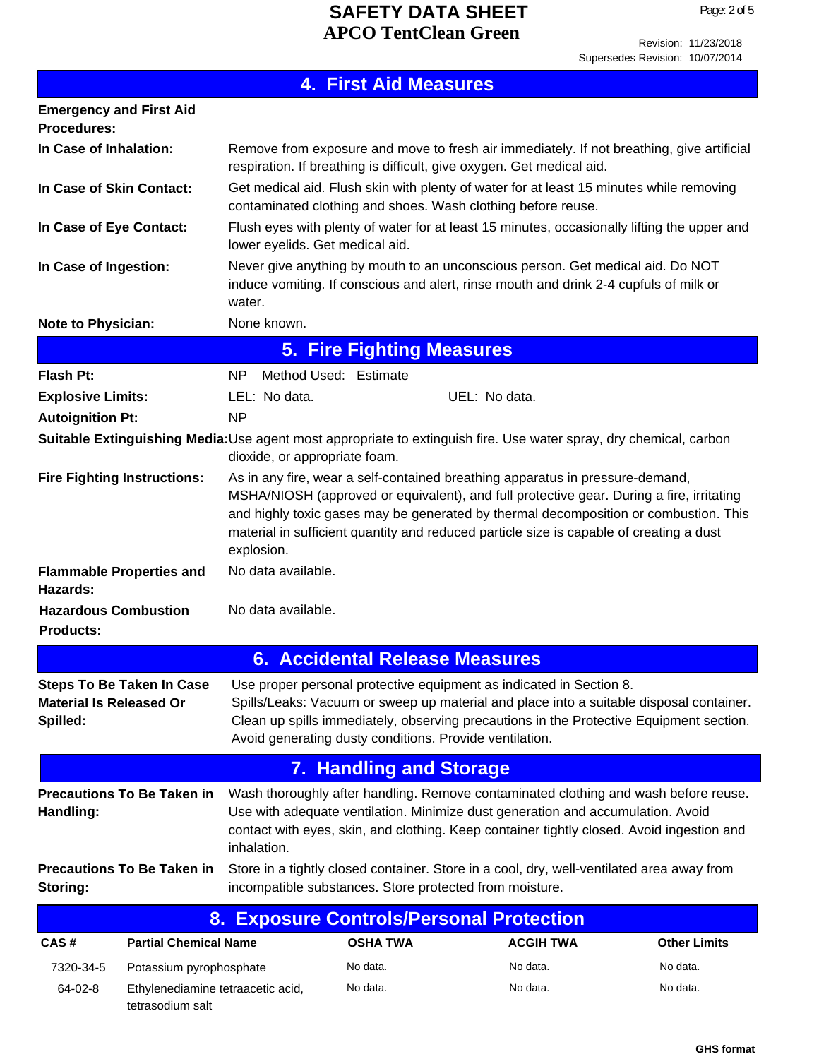## 4. First Aid Measures

**Emergency and First Aid Procedures:**

**In Case of Inhalation:** Remove from exposure and move to fresh air immediately. If not breathing, give artificial respiration. If breathing is difficult, give oxygen. Get medical aid.

**In Case of Skin Contact:** Get medical aid. Flush skin with plenty of water for at least 15 minutes while removing contaminated clothing and shoes. Wash clothing before reuse.

**In Case of Eye Contact:** Flush eyes with plenty of water for at least 15 minutes, occasionally lifting the upper and lower eyelids. Get medical aid.

**In Case of Ingestion:** Never give anything by mouth to an unconscious person. Get medical aid. Do NOT induce vomiting. If conscious and alert, rinse mouth and drink 2-4 cupfuls of milk or water.

**Note to Physician:** None known.

## 5. Fire Fighting Measures

**Flash Pt:** NP Method Used: Estimate

**Explosive Limits:** LEL: No data. UEL: No data.

**Autoignition Pt:** NP

**Suitable Extinguishing Media:** Use agent most appropriate to extinguish fire. Use water spray, dry chemical, carbon dioxide, or appropriate foam.

**Fire Fighting Instructions:** As in any fire, wear a self-contained breathing apparatus in pressure-demand, MSHA/NIOSH (approved or equivalent), and full protective gear. During a fire, irritating and highly toxic gases may be generated by thermal decomposition or combustion. This material in sufficient quantity and reduced particle size is capable of creating a dust explosion.

**Flammable Properties and Hazards:** No data available.

**Hazardous Combustion Products:** No data available.

## 6. Accidental Release Measures

**Steps To Be Taken In Case Material Is Released Or Spilled:** Use proper personal protective equipment as indicated in Section 8. Spills/Leaks: Vacuum or sweep up material and place into a suitable disposal container. Clean up spills immediately, observing precautions in the Protective Equipment section. Avoid generating dusty conditions. Provide ventilation.

## 7. Handling and Storage

**Precautions To Be Taken in Handling:** Wash thoroughly after handling. Remove contaminated clothing and wash before reuse. Use with adequate ventilation. Minimize dust generation and accumulation. Avoid contact with eyes, skin, and clothing. Keep container tightly closed. Avoid ingestion and inhalation.

**Precautions To Be Taken in Storing:** Store in a tightly closed container. Store in a cool, dry, well-ventilated area away from incompatible substances. Store protected from moisture.

## 8. Exposure Controls/Personal Protection

| CAS # | Partial Chemical Name | OSHA TWA | ACGIH TWA | Other Limits |
|---|---|---|---|---|
| 7320-34-5 | Potassium pyrophosphate | No data. | No data. | No data. |
| 64-02-8 | Ethylenediamine tetraacetic acid, tetrasodium salt | No data. | No data. | No data. |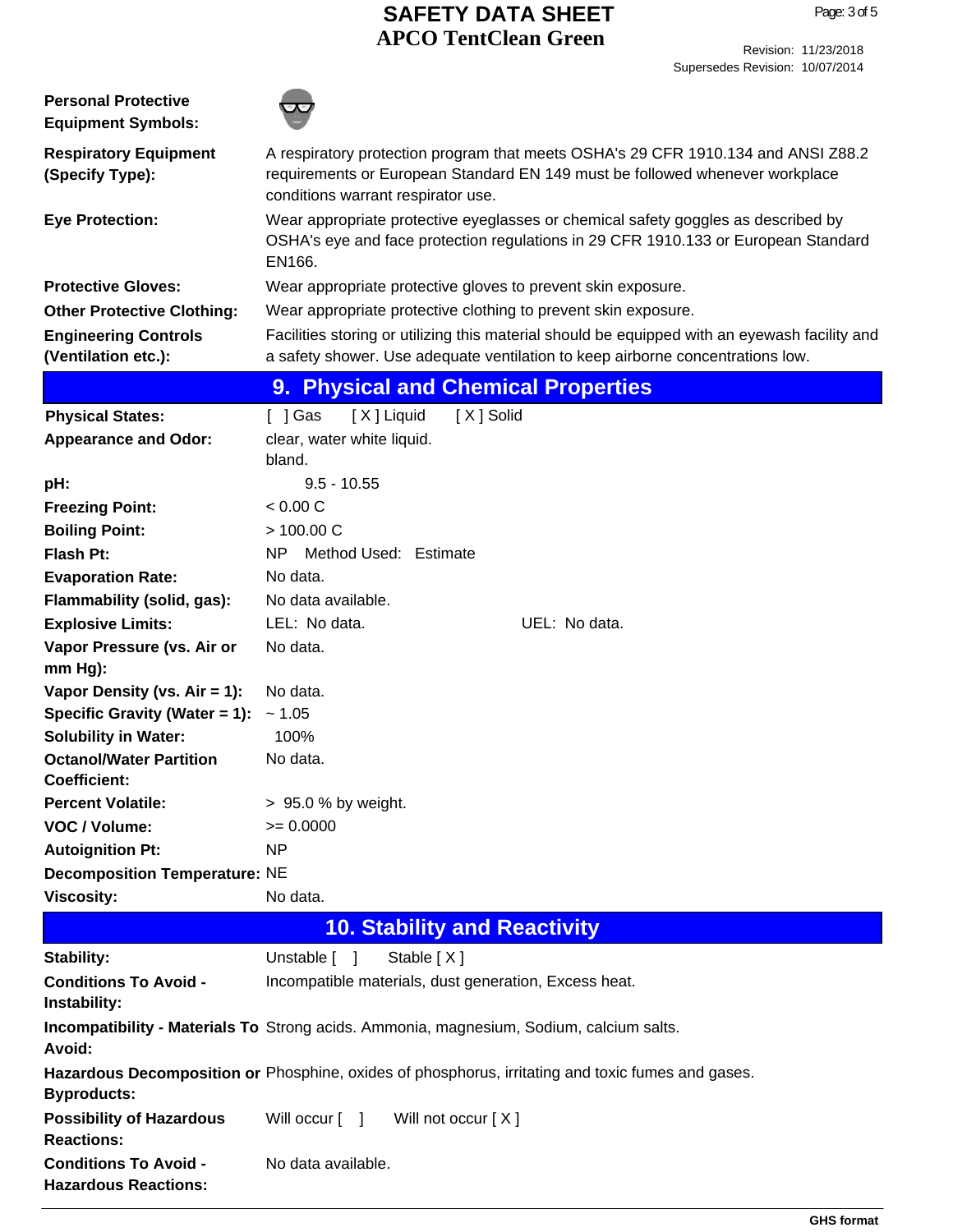| | |
|---|---|
| **Personal Protective Equipment Symbols:** | |
| **Respiratory Equipment (Specify Type):** | A respiratory protection program that meets OSHA's 29 CFR 1910.134 and ANSI Z88.2 requirements or European Standard EN 149 must be followed whenever workplace conditions warrant respirator use. |
| **Eye Protection:** | Wear appropriate protective eyeglasses or chemical safety goggles as described by OSHA's eye and face protection regulations in 29 CFR 1910.133 or European Standard EN166. |
| **Protective Gloves:** | Wear appropriate protective gloves to prevent skin exposure. |
| **Other Protective Clothing:** | Wear appropriate protective clothing to prevent skin exposure. |
| **Engineering Controls (Ventilation etc.):** | Facilities storing or utilizing this material should be equipped with an eyewash facility and a safety shower. Use adequate ventilation to keep airborne concentrations low. |

## 9. Physical and Chemical Properties

| | |
|---|---|
| **Physical States:** | [ ] Gas [ X ] Liquid [ X ] Solid |
| **Appearance and Odor:** | clear, water white liquid. bland. |
| **pH:** | 9.5 - 10.55 |
| **Freezing Point:** | < 0.00 C |
| **Boiling Point:** | > 100.00 C |
| **Flash Pt:** | NP Method Used: Estimate |
| **Evaporation Rate:** | No data. |
| **Flammability (solid, gas):** | No data available. |
| **Explosive Limits:** | LEL: No data. UEL: No data. |
| **Vapor Pressure (vs. Air or mm Hg):** | No data. |
| **Vapor Density (vs. Air = 1):** | No data. |
| **Specific Gravity (Water = 1):** | ~ 1.05 |
| **Solubility in Water:** | 100% |
| **Octanol/Water Partition Coefficient:** | No data. |
| **Percent Volatile:** | > 95.0 % by weight. |
| **VOC / Volume:** | >= 0.0000 |
| **Autoignition Pt:** | NP |
| **Decomposition Temperature:** | NE |
| **Viscosity:** | No data. |

## 10. Stability and Reactivity

| | |
|---|---|
| **Stability:** | Unstable [ ] Stable [ X ] |
| **Conditions To Avoid - Instability:** | Incompatible materials, dust generation, Excess heat. |
| **Incompatibility - Materials To Avoid:** | Strong acids. Ammonia, magnesium, Sodium, calcium salts. |
| **Hazardous Decomposition or Byproducts:** | Phosphine, oxides of phosphorus, irritating and toxic fumes and gases. |
| **Possibility of Hazardous Reactions:** | Will occur [ ] Will not occur [ X ] |
| **Conditions To Avoid - Hazardous Reactions:** | No data available. |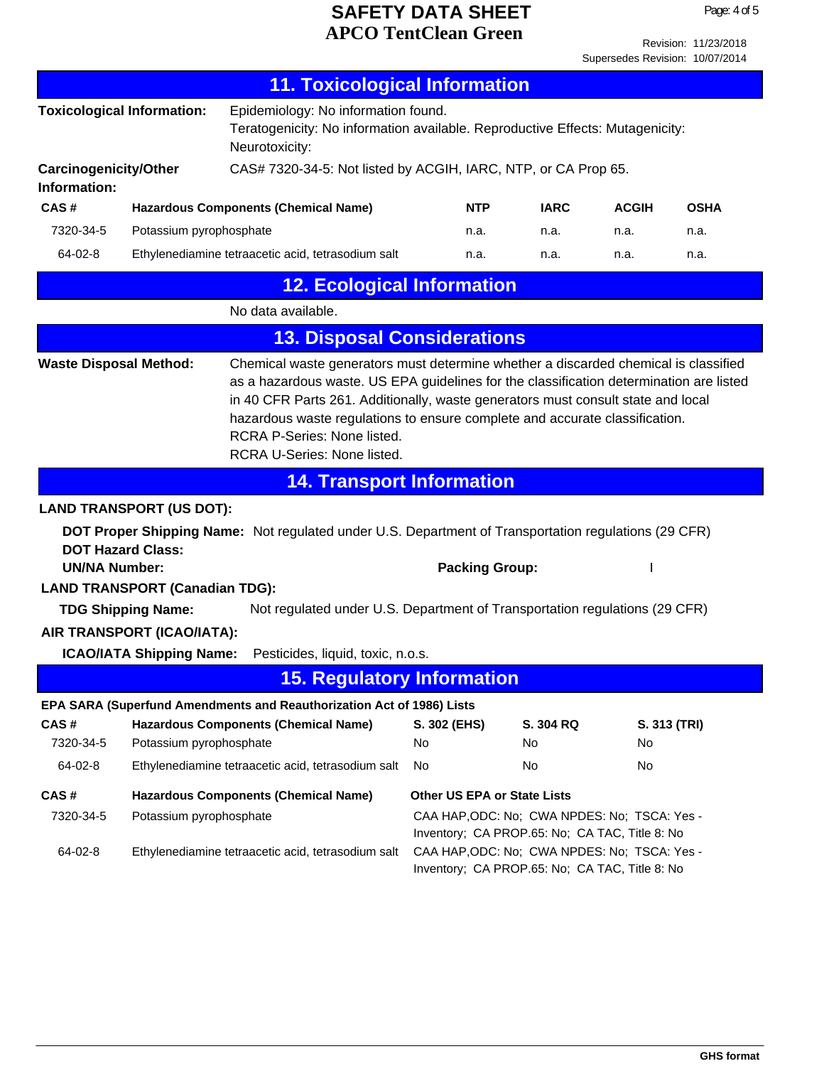# SAFETY DATA SHEET
# APCO TentClean Green

Revision: 11/23/2018
Supersedes Revision: 10/07/2014

## 11. Toxicological Information

**Toxicological Information:** Epidemiology: No information found.
Teratogenicity: No information available. Reproductive Effects: Mutagenicity:
Neurotoxicity:

**Carcinogenicity/Other Information:** CAS# 7320-34-5: Not listed by ACGIH, IARC, NTP, or CA Prop 65.

| CAS # | Hazardous Components (Chemical Name) | NTP | IARC | ACGIH | OSHA |
|---|---|---|---|---|---|
| 7320-34-5 | Potassium pyrophosphate | n.a. | n.a. | n.a. | n.a. |
| 64-02-8 | Ethylenediamine tetraacetic acid, tetrasodium salt | n.a. | n.a. | n.a. | n.a. |

## 12. Ecological Information

No data available.

## 13. Disposal Considerations

**Waste Disposal Method:** Chemical waste generators must determine whether a discarded chemical is classified as a hazardous waste. US EPA guidelines for the classification determination are listed in 40 CFR Parts 261. Additionally, waste generators must consult state and local hazardous waste regulations to ensure complete and accurate classification.
RCRA P-Series: None listed.
RCRA U-Series: None listed.

## 14. Transport Information

**LAND TRANSPORT (US DOT):**

**DOT Proper Shipping Name:** Not regulated under U.S. Department of Transportation regulations (29 CFR)
**DOT Hazard Class:**
**UN/NA Number:** **Packing Group:** I

**LAND TRANSPORT (Canadian TDG):**

**TDG Shipping Name:** Not regulated under U.S. Department of Transportation regulations (29 CFR)

**AIR TRANSPORT (ICAO/IATA):**

**ICAO/IATA Shipping Name:** Pesticides, liquid, toxic, n.o.s.

## 15. Regulatory Information

**EPA SARA (Superfund Amendments and Reauthorization Act of 1986) Lists**

| CAS # | Hazardous Components (Chemical Name) | S. 302 (EHS) | S. 304 RQ | S. 313 (TRI) |
|---|---|---|---|---|
| 7320-34-5 | Potassium pyrophosphate | No | No | No |
| 64-02-8 | Ethylenediamine tetraacetic acid, tetrasodium salt | No | No | No |

| CAS # | Hazardous Components (Chemical Name) | Other US EPA or State Lists |
|---|---|---|
| 7320-34-5 | Potassium pyrophosphate | CAA HAP,ODC: No; CWA NPDES: No; TSCA: Yes - Inventory; CA PROP.65: No; CA TAC, Title 8: No |
| 64-02-8 | Ethylenediamine tetraacetic acid, tetrasodium salt | CAA HAP,ODC: No; CWA NPDES: No; TSCA: Yes - Inventory; CA PROP.65: No; CA TAC, Title 8: No |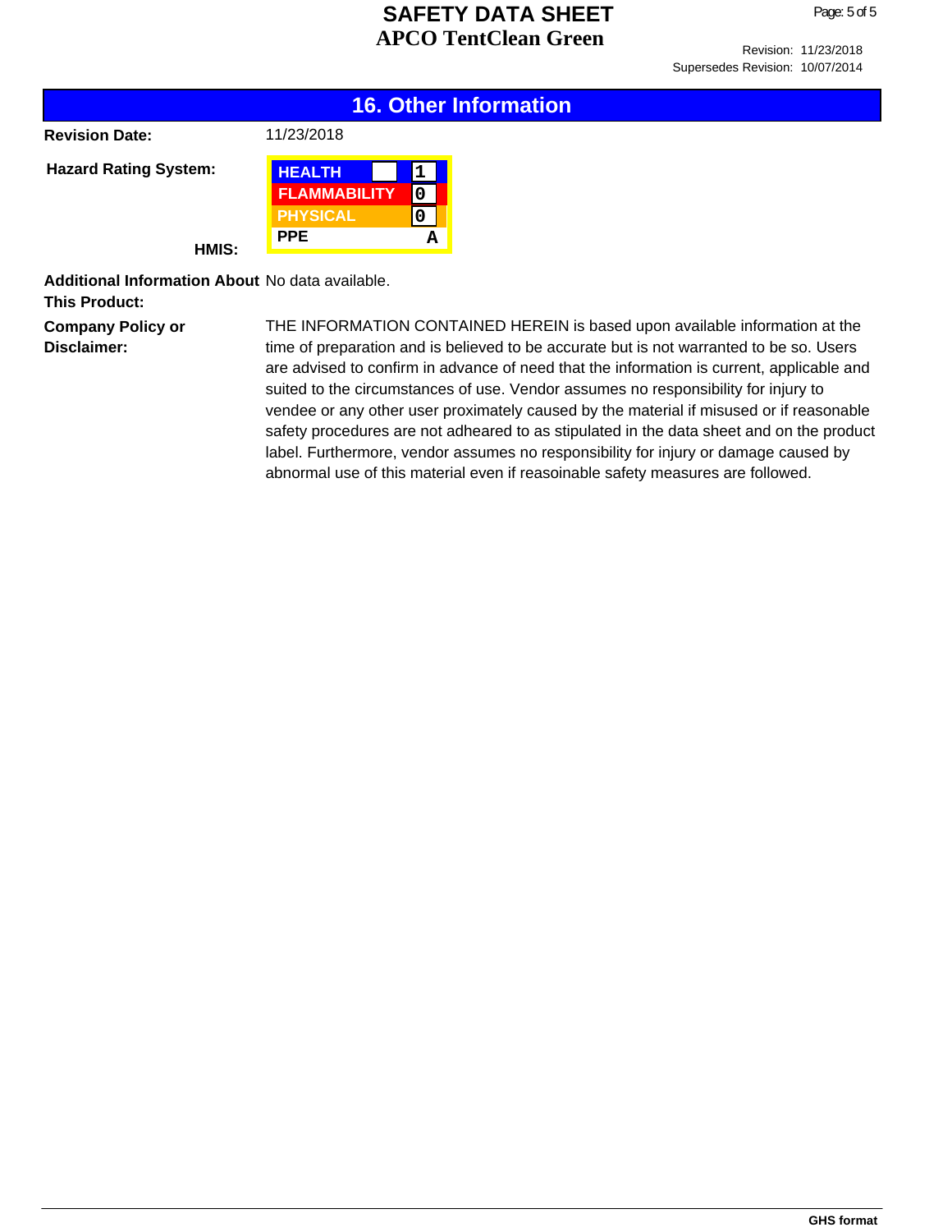## 16. Other Information

**Revision Date:** 11/23/2018

**Hazard Rating System:**

**HMIS:**

| | |
|---|---|
| HEALTH | 1 |
| FLAMMABILITY | 0 |
| PHYSICAL | 0 |
| PPE | A |

**Additional Information About This Product:** No data available.

**Company Policy or Disclaimer:** THE INFORMATION CONTAINED HEREIN is based upon available information at the time of preparation and is believed to be accurate but is not warranted to be so. Users are advised to confirm in advance of need that the information is current, applicable and suited to the circumstances of use. Vendor assumes no responsibility for injury to vendee or any other user proximately caused by the material if misused or if reasonable safety procedures are not adheared to as stipulated in the data sheet and on the product label. Furthermore, vendor assumes no responsibility for injury or damage caused by abnormal use of this material even if reasoinable safety measures are followed.